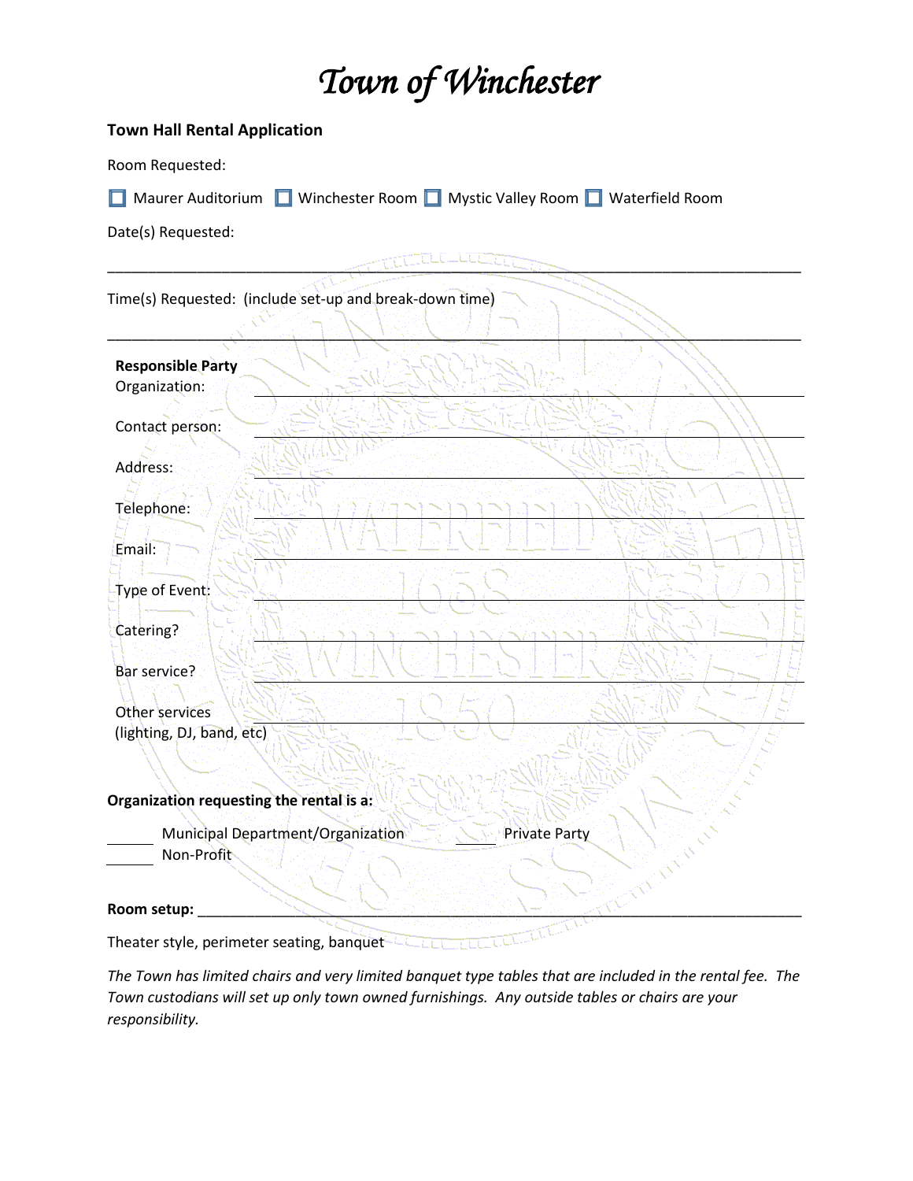# Town of Winchester

**Town Hall Rental Application**

Room Requested:

☐ Maurer Auditorium ☐ Winchester Room ☐ Mystic Valley Room ☐ Waterfield Room

Date(s) Requested:

\_\_\_\_\_\_\_\_\_\_\_\_\_\_\_\_\_\_\_\_\_\_\_\_\_\_\_\_\_\_\_\_\_\_\_\_\_\_\_\_\_\_\_\_\_\_\_\_\_\_\_\_\_\_\_\_\_\_\_\_\_\_\_\_\_\_\_\_\_\_\_\_\_\_\_\_\_\_

Time(s) Requested: (include set-up and break-down time)

\_\_\_\_\_\_\_\_\_\_\_\_\_\_\_\_\_\_\_\_\_\_\_\_\_\_\_\_\_\_\_\_\_\_\_\_\_\_\_\_\_\_\_\_\_\_\_\_\_\_\_\_\_\_\_\_\_\_\_\_\_\_\_\_\_\_\_\_\_\_\_\_\_\_\_\_\_\_

**Responsible Party**

Organization: \_\_\_\_\_\_\_\_\_\_\_\_\_\_\_\_\_\_\_\_\_\_\_\_\_\_\_\_\_\_\_\_\_\_\_\_\_\_\_\_\_\_\_\_\_\_\_\_\_\_\_\_\_\_\_\_

Contact person: \_\_\_\_\_\_\_\_\_\_\_\_\_\_\_\_\_\_\_\_\_\_\_\_\_\_\_\_\_\_\_\_\_\_\_\_\_\_\_\_\_\_\_\_\_\_\_\_\_\_\_\_\_\_\_\_

Address: \_\_\_\_\_\_\_\_\_\_\_\_\_\_\_\_\_\_\_\_\_\_\_\_\_\_\_\_\_\_\_\_\_\_\_\_\_\_\_\_\_\_\_\_\_\_\_\_\_\_\_\_\_\_\_\_

Telephone: \_\_\_\_\_\_\_\_\_\_\_\_\_\_\_\_\_\_\_\_\_\_\_\_\_\_\_\_\_\_\_\_\_\_\_\_\_\_\_\_\_\_\_\_\_\_\_\_\_\_\_\_\_\_\_\_

Email: \_\_\_\_\_\_\_\_\_\_\_\_\_\_\_\_\_\_\_\_\_\_\_\_\_\_\_\_\_\_\_\_\_\_\_\_\_\_\_\_\_\_\_\_\_\_\_\_\_\_\_\_\_\_\_\_

Type of Event: \_\_\_\_\_\_\_\_\_\_\_\_\_\_\_\_\_\_\_\_\_\_\_\_\_\_\_\_\_\_\_\_\_\_\_\_\_\_\_\_\_\_\_\_\_\_\_\_\_\_\_\_\_\_\_\_

Catering? \_\_\_\_\_\_\_\_\_\_\_\_\_\_\_\_\_\_\_\_\_\_\_\_\_\_\_\_\_\_\_\_\_\_\_\_\_\_\_\_\_\_\_\_\_\_\_\_\_\_\_\_\_\_\_\_

Bar service? \_\_\_\_\_\_\_\_\_\_\_\_\_\_\_\_\_\_\_\_\_\_\_\_\_\_\_\_\_\_\_\_\_\_\_\_\_\_\_\_\_\_\_\_\_\_\_\_\_\_\_\_\_\_\_\_

Other services (lighting, DJ, band, etc) \_\_\_\_\_\_\_\_\_\_\_\_\_\_\_\_\_\_\_\_\_\_\_\_\_\_\_\_\_\_\_\_\_\_\_\_\_\_\_\_\_\_\_\_\_\_\_\_\_\_\_\_\_\_\_\_

**Organization requesting the rental is a:**

\_\_\_\_\_\_ Municipal Department/Organization \_\_\_\_\_\_ Private Party

\_\_\_\_\_\_ Non-Profit

**Room setup:** \_\_\_\_\_\_\_\_\_\_\_\_\_\_\_\_\_\_\_\_\_\_\_\_\_\_\_\_\_\_\_\_\_\_\_\_\_\_\_\_\_\_\_\_\_\_\_\_\_\_\_\_\_\_\_\_\_\_\_\_\_\_\_\_\_\_\_\_\_\_

Theater style, perimeter seating, banquet

*The Town has limited chairs and very limited banquet type tables that are included in the rental fee. The Town custodians will set up only town owned furnishings. Any outside tables or chairs are your responsibility.*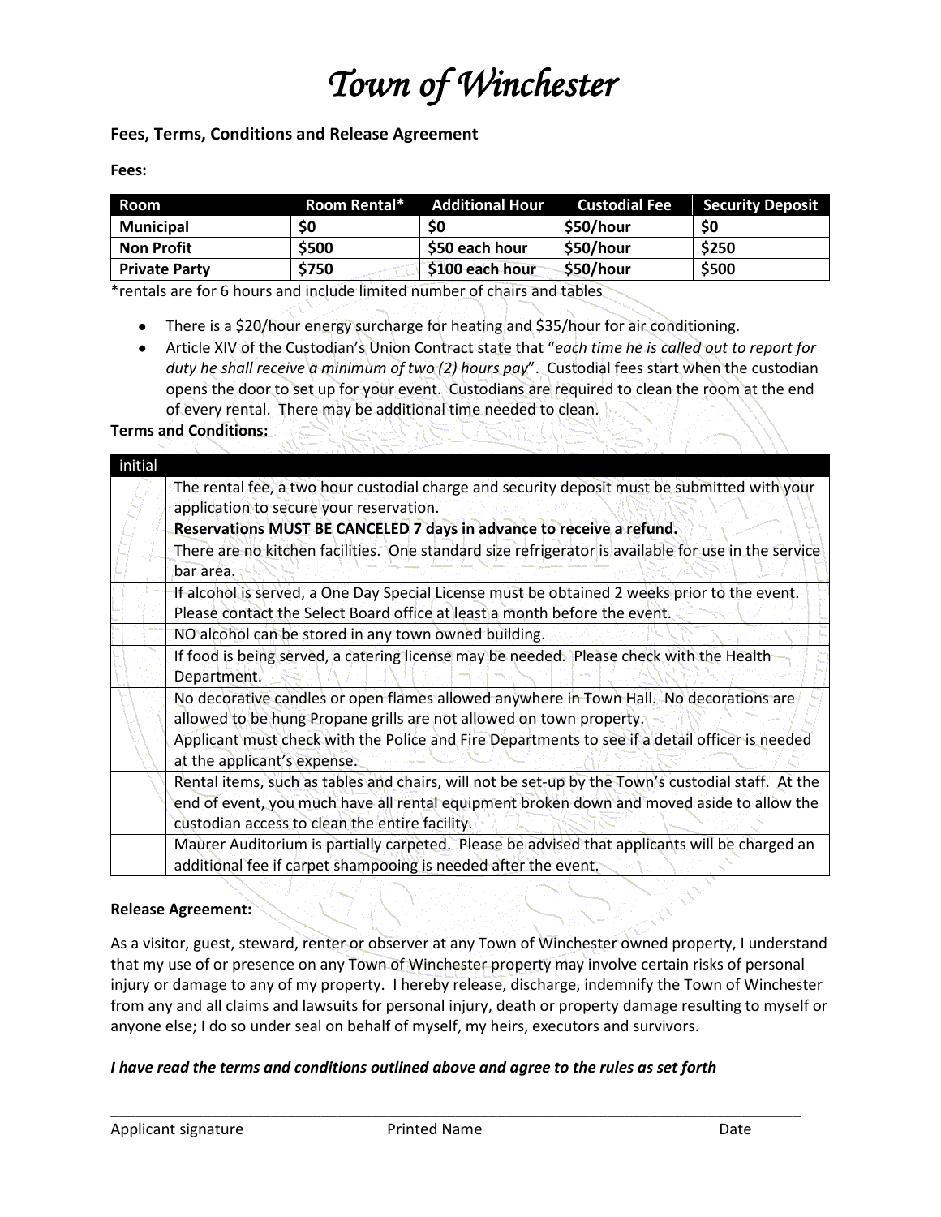# Town of Winchester

**Fees, Terms, Conditions and Release Agreement**

**Fees:**

| Room | Room Rental* | Additional Hour | Custodial Fee | Security Deposit |
|---|---|---|---|---|
| **Municipal** | **$0** | **$0** | **$50/hour** | **$0** |
| **Non Profit** | **$500** | **$50 each hour** | **$50/hour** | **$250** |
| **Private Party** | **$750** | **$100 each hour** | **$50/hour** | **$500** |

*rentals are for 6 hours and include limited number of chairs and tables

- There is a $20/hour energy surcharge for heating and $35/hour for air conditioning.
- Article XIV of the Custodian's Union Contract state that "*each time he is called out to report for duty he shall receive a minimum of two (2) hours pay*". Custodial fees start when the custodian opens the door to set up for your event. Custodians are required to clean the room at the end of every rental. There may be additional time needed to clean.

**Terms and Conditions:**

| initial | |
|---|---|
| | The rental fee, a two hour custodial charge and security deposit must be submitted with your application to secure your reservation. |
| | **Reservations MUST BE CANCELED 7 days in advance to receive a refund.** |
| | There are no kitchen facilities. One standard size refrigerator is available for use in the service bar area. |
| | If alcohol is served, a One Day Special License must be obtained 2 weeks prior to the event. Please contact the Select Board office at least a month before the event. |
| | NO alcohol can be stored in any town owned building. |
| | If food is being served, a catering license may be needed. Please check with the Health Department. |
| | No decorative candles or open flames allowed anywhere in Town Hall. No decorations are allowed to be hung Propane grills are not allowed on town property. |
| | Applicant must check with the Police and Fire Departments to see if a detail officer is needed at the applicant's expense. |
| | Rental items, such as tables and chairs, will not be set-up by the Town's custodial staff. At the end of event, you much have all rental equipment broken down and moved aside to allow the custodian access to clean the entire facility. |
| | Maurer Auditorium is partially carpeted. Please be advised that applicants will be charged an additional fee if carpet shampooing is needed after the event. |

**Release Agreement:**

As a visitor, guest, steward, renter or observer at any Town of Winchester owned property, I understand that my use of or presence on any Town of Winchester property may involve certain risks of personal injury or damage to any of my property. I hereby release, discharge, indemnify the Town of Winchester from any and all claims and lawsuits for personal injury, death or property damage resulting to myself or anyone else; I do so under seal on behalf of myself, my heirs, executors and survivors.

***I have read the terms and conditions outlined above and agree to the rules as set forth***

_______________________________________________________________________________

Applicant signature                Printed Name                Date